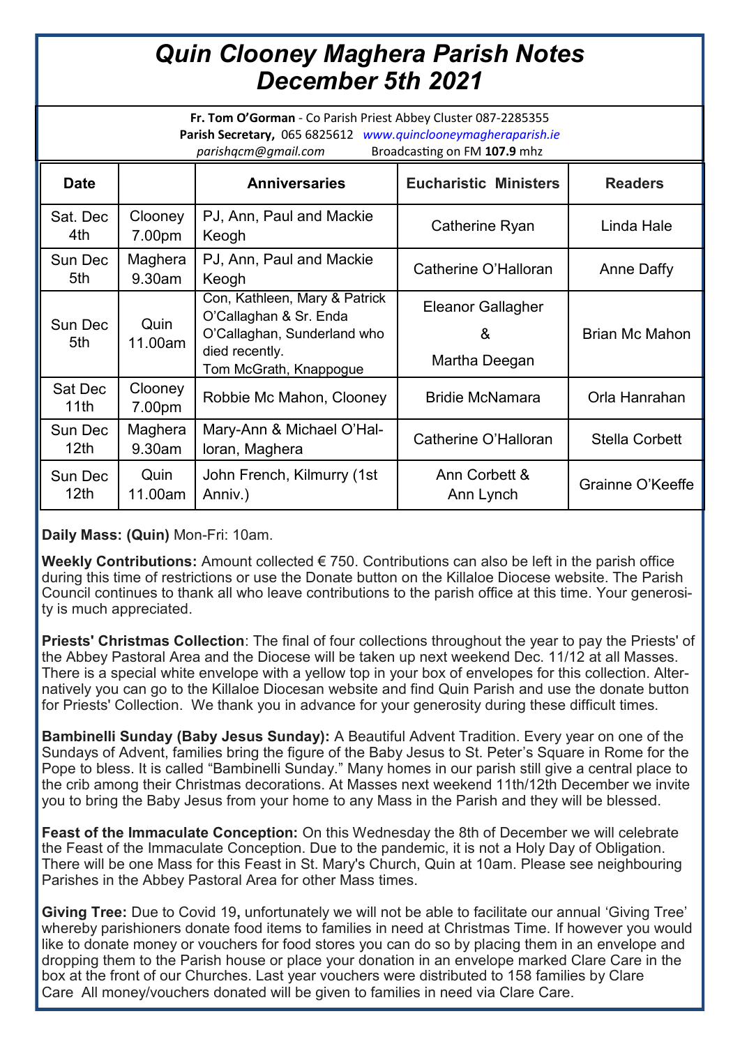# *Quin Clooney Maghera Parish Notes December 5th 2021*

**Fr. Tom O'Gorman** - Co Parish Priest Abbey Cluster 087-2285355
**Parish Secretary,** 065 6825612 *www.quinclooneymagheraparish.ie*
*parishqcm@gmail.com* Broadcasting on FM **107.9** mhz

| Date | | Anniversaries | Eucharistic Ministers | Readers |
|---|---|---|---|---|
| Sat. Dec 4th | Clooney 7.00pm | PJ, Ann, Paul and Mackie Keogh | Catherine Ryan | Linda Hale |
| Sun Dec 5th | Maghera 9.30am | PJ, Ann, Paul and Mackie Keogh | Catherine O'Halloran | Anne Daffy |
| Sun Dec 5th | Quin 11.00am | Con, Kathleen, Mary & Patrick O'Callaghan & Sr. Enda O'Callaghan, Sunderland who died recently. Tom McGrath, Knappogue | Eleanor Gallagher & Martha Deegan | Brian Mc Mahon |
| Sat Dec 11th | Clooney 7.00pm | Robbie Mc Mahon, Clooney | Bridie McNamara | Orla Hanrahan |
| Sun Dec 12th | Maghera 9.30am | Mary-Ann & Michael O'Halloran, Maghera | Catherine O'Halloran | Stella Corbett |
| Sun Dec 12th | Quin 11.00am | John French, Kilmurry (1st Anniv.) | Ann Corbett & Ann Lynch | Grainne O'Keeffe |

**Daily Mass: (Quin)** Mon-Fri: 10am.

**Weekly Contributions:** Amount collected € 750. Contributions can also be left in the parish office during this time of restrictions or use the Donate button on the Killaloe Diocese website. The Parish Council continues to thank all who leave contributions to the parish office at this time. Your generosity is much appreciated.

**Priests' Christmas Collection**: The final of four collections throughout the year to pay the Priests' of the Abbey Pastoral Area and the Diocese will be taken up next weekend Dec. 11/12 at all Masses. There is a special white envelope with a yellow top in your box of envelopes for this collection. Alternatively you can go to the Killaloe Diocesan website and find Quin Parish and use the donate button for Priests' Collection. We thank you in advance for your generosity during these difficult times.

**Bambinelli Sunday (Baby Jesus Sunday):** A Beautiful Advent Tradition. Every year on one of the Sundays of Advent, families bring the figure of the Baby Jesus to St. Peter's Square in Rome for the Pope to bless. It is called "Bambinelli Sunday." Many homes in our parish still give a central place to the crib among their Christmas decorations. At Masses next weekend 11th/12th December we invite you to bring the Baby Jesus from your home to any Mass in the Parish and they will be blessed.

**Feast of the Immaculate Conception:** On this Wednesday the 8th of December we will celebrate the Feast of the Immaculate Conception. Due to the pandemic, it is not a Holy Day of Obligation. There will be one Mass for this Feast in St. Mary's Church, Quin at 10am. Please see neighbouring Parishes in the Abbey Pastoral Area for other Mass times.

**Giving Tree:** Due to Covid 19**,** unfortunately we will not be able to facilitate our annual 'Giving Tree' whereby parishioners donate food items to families in need at Christmas Time. If however you would like to donate money or vouchers for food stores you can do so by placing them in an envelope and dropping them to the Parish house or place your donation in an envelope marked Clare Care in the box at the front of our Churches. Last year vouchers were distributed to 158 families by Clare Care All money/vouchers donated will be given to families in need via Clare Care.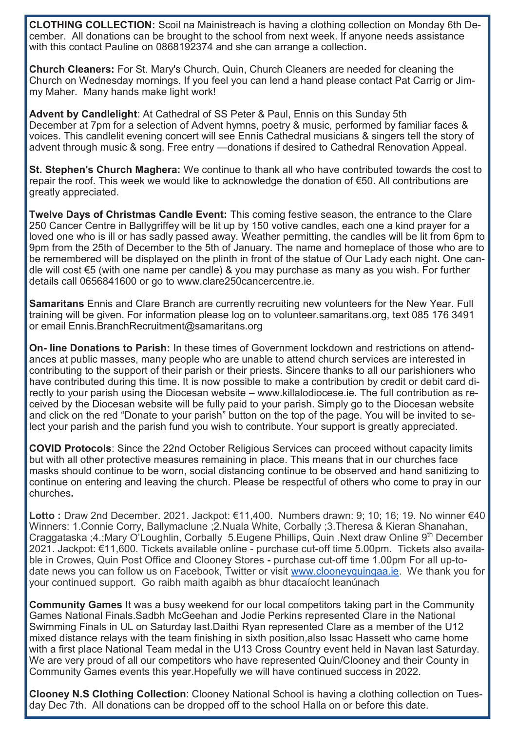**CLOTHING COLLECTION:** Scoil na Mainistreach is having a clothing collection on Monday 6th December. All donations can be brought to the school from next week. If anyone needs assistance with this contact Pauline on 0868192374 and she can arrange a collection**.**

**Church Cleaners:** For St. Mary's Church, Quin, Church Cleaners are needed for cleaning the Church on Wednesday mornings. If you feel you can lend a hand please contact Pat Carrig or Jimmy Maher. Many hands make light work!

**Advent by Candlelight**: At Cathedral of SS Peter & Paul, Ennis on this Sunday 5th December at 7pm for a selection of Advent hymns, poetry & music, performed by familiar faces & voices. This candlelit evening concert will see Ennis Cathedral musicians & singers tell the story of advent through music & song. Free entry —donations if desired to Cathedral Renovation Appeal.

**St. Stephen's Church Maghera:** We continue to thank all who have contributed towards the cost to repair the roof. This week we would like to acknowledge the donation of €50. All contributions are greatly appreciated.

**Twelve Days of Christmas Candle Event:** This coming festive season, the entrance to the Clare 250 Cancer Centre in Ballygriffey will be lit up by 150 votive candles, each one a kind prayer for a loved one who is ill or has sadly passed away. Weather permitting, the candles will be lit from 6pm to 9pm from the 25th of December to the 5th of January. The name and homeplace of those who are to be remembered will be displayed on the plinth in front of the statue of Our Lady each night. One candle will cost €5 (with one name per candle) & you may purchase as many as you wish. For further details call 0656841600 or go to www.clare250cancercentre.ie.

**Samaritans** Ennis and Clare Branch are currently recruiting new volunteers for the New Year. Full training will be given. For information please log on to volunteer.samaritans.org, text 085 176 3491 or email Ennis.BranchRecruitment@samaritans.org

**On- line Donations to Parish:** In these times of Government lockdown and restrictions on attendances at public masses, many people who are unable to attend church services are interested in contributing to the support of their parish or their priests. Sincere thanks to all our parishioners who have contributed during this time. It is now possible to make a contribution by credit or debit card directly to your parish using the Diocesan website – www.killalodiocese.ie. The full contribution as received by the Diocesan website will be fully paid to your parish. Simply go to the Diocesan website and click on the red "Donate to your parish" button on the top of the page. You will be invited to select your parish and the parish fund you wish to contribute. Your support is greatly appreciated.

**COVID Protocols**: Since the 22nd October Religious Services can proceed without capacity limits but with all other protective measures remaining in place. This means that in our churches face masks should continue to be worn, social distancing continue to be observed and hand sanitizing to continue on entering and leaving the church. Please be respectful of others who come to pray in our churches**.**

**Lotto :** Draw 2nd December. 2021. Jackpot: €11,400. Numbers drawn: 9; 10; 16; 19. No winner €40 Winners: 1.Connie Corry, Ballymaclune ;2.Nuala White, Corbally ;3.Theresa & Kieran Shanahan, Craggataska ;4.;Mary O'Loughlin, Corbally 5.Eugene Phillips, Quin .Next draw Online 9th December 2021. Jackpot: €11,600. Tickets available online - purchase cut-off time 5.00pm. Tickets also available in Crowes, Quin Post Office and Clooney Stores **-** purchase cut-off time 1.00pm For all up-to-date news you can follow us on Facebook, Twitter or visit www.clooneyquingaa.ie. We thank you for your continued support. Go raibh maith agaibh as bhur dtacaíocht leanúnach

**Community Games** It was a busy weekend for our local competitors taking part in the Community Games National Finals.Sadbh McGeehan and Jodie Perkins represented Clare in the National Swimming Finals in UL on Saturday last.Daithi Ryan represented Clare as a member of the U12 mixed distance relays with the team finishing in sixth position,also Issac Hassett who came home with a first place National Team medal in the U13 Cross Country event held in Navan last Saturday. We are very proud of all our competitors who have represented Quin/Clooney and their County in Community Games events this year.Hopefully we will have continued success in 2022.

**Clooney N.S Clothing Collection**: Clooney National School is having a clothing collection on Tuesday Dec 7th. All donations can be dropped off to the school Halla on or before this date.